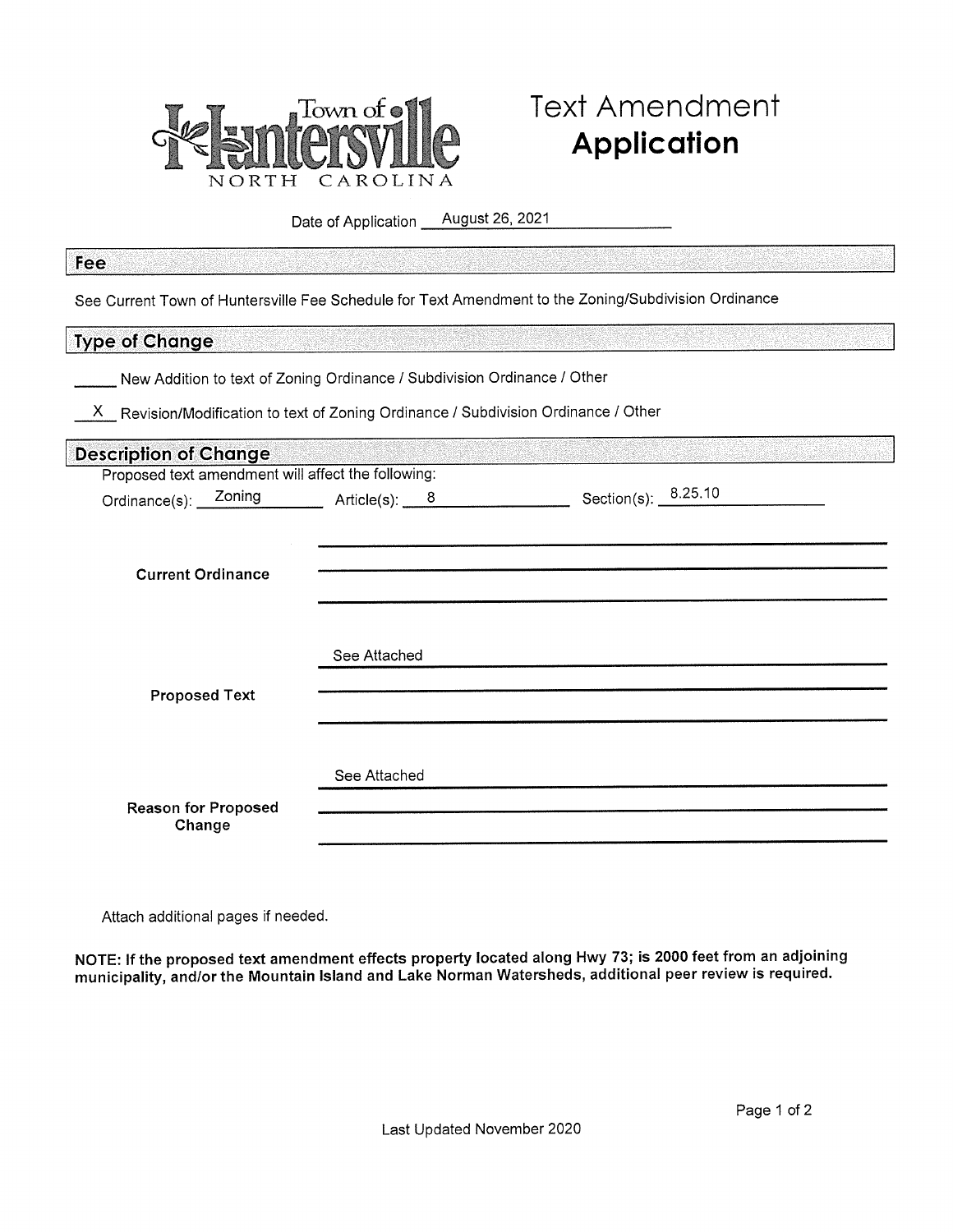# Town of Huntersville NORTH CAROLINA

# Text Amendment **Application**

Date of Application August 26, 2021

## Fee

See Current Town of Huntersville Fee Schedule for Text Amendment to the Zoning/Subdivision Ordinance

## Type of Change

_____ New Addition to text of Zoning Ordinance / Subdivision Ordinance / Other

__X__ Revision/Modification to text of Zoning Ordinance / Subdivision Ordinance / Other

## Description of Change

Proposed text amendment will affect the following:

Ordinance(s): Zoning Article(s): 8 Section(s): 8.25.10

**Current Ordinance**

**Proposed Text**

See Attached

**Reason for Proposed Change**

See Attached

Attach additional pages if needed.

**NOTE: If the proposed text amendment effects property located along Hwy 73; is 2000 feet from an adjoining municipality, and/or the Mountain Island and Lake Norman Watersheds, additional peer review is required.**

Last Updated November 2020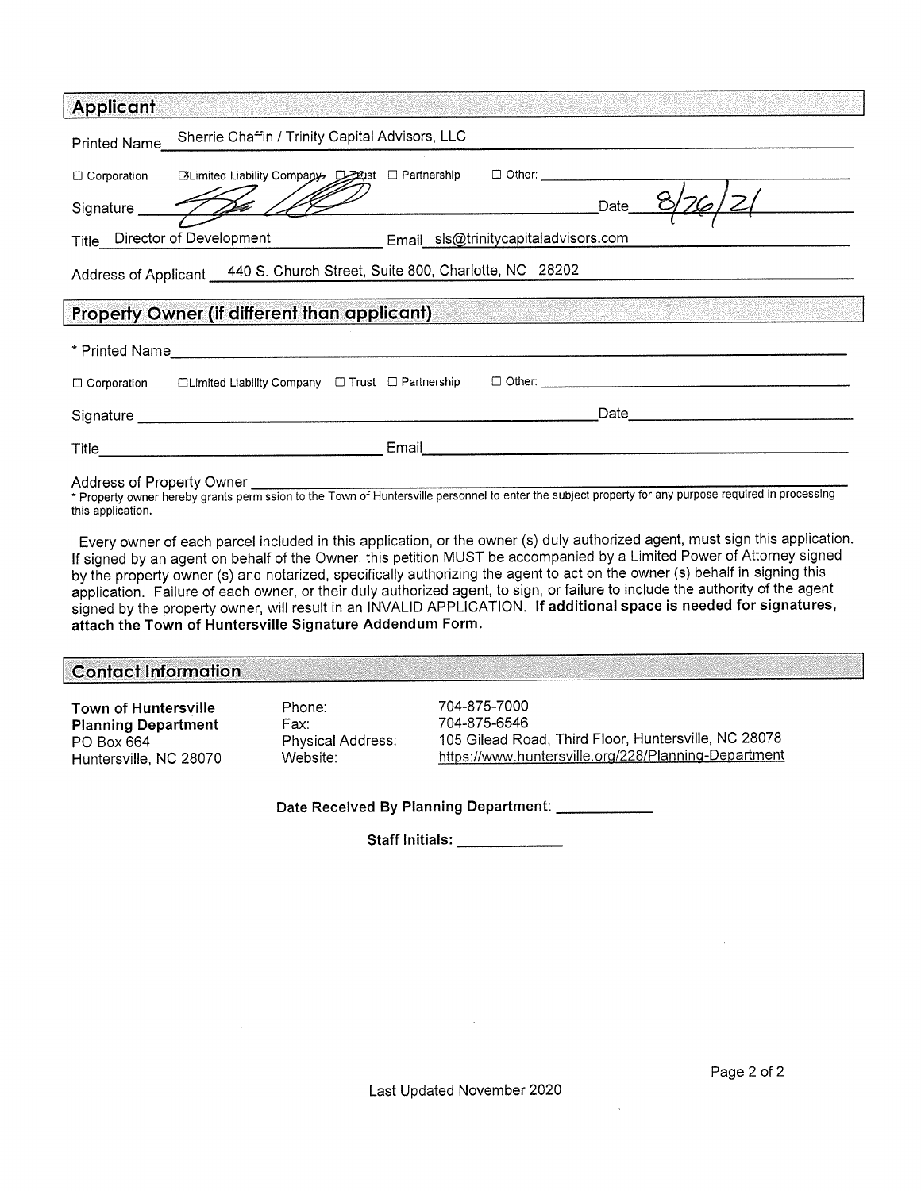## Applicant

Printed Name: Sherrie Chaffin / Trinity Capital Advisors, LLC

☐ Corporation ☒ Limited Liability Company ☐ Trust ☐ Partnership ☐ Other: ______

Signature: [signature] Date: 8/26/21

Title: Director of Development Email: sls@trinitycapitaladvisors.com

Address of Applicant: 440 S. Church Street, Suite 800, Charlotte, NC 28202

## Property Owner (if different than applicant)

* Printed Name: ______

☐ Corporation ☐ Limited Liability Company ☐ Trust ☐ Partnership ☐ Other: ______

Signature: ______ Date: ______

Title: ______ Email: ______

Address of Property Owner: ______

* Property owner hereby grants permission to the Town of Huntersville personnel to enter the subject property for any purpose required in processing this application.

Every owner of each parcel included in this application, or the owner (s) duly authorized agent, must sign this application. If signed by an agent on behalf of the Owner, this petition MUST be accompanied by a Limited Power of Attorney signed by the property owner (s) and notarized, specifically authorizing the agent to act on the owner (s) behalf in signing this application. Failure of each owner, or their duly authorized agent, to sign, or failure to include the authority of the agent signed by the property owner, will result in an INVALID APPLICATION. **If additional space is needed for signatures, attach the Town of Huntersville Signature Addendum Form.**

## Contact Information

**Town of Huntersville Planning Department**
PO Box 664
Huntersville, NC 28070

| | |
|---|---|
| Phone: | 704-875-7000 |
| Fax: | 704-875-6546 |
| Physical Address: | 105 Gilead Road, Third Floor, Huntersville, NC 28078 |
| Website: | https://www.huntersville.org/228/Planning-Department |

**Date Received By Planning Department:** ______

**Staff Initials:** ______

Last Updated November 2020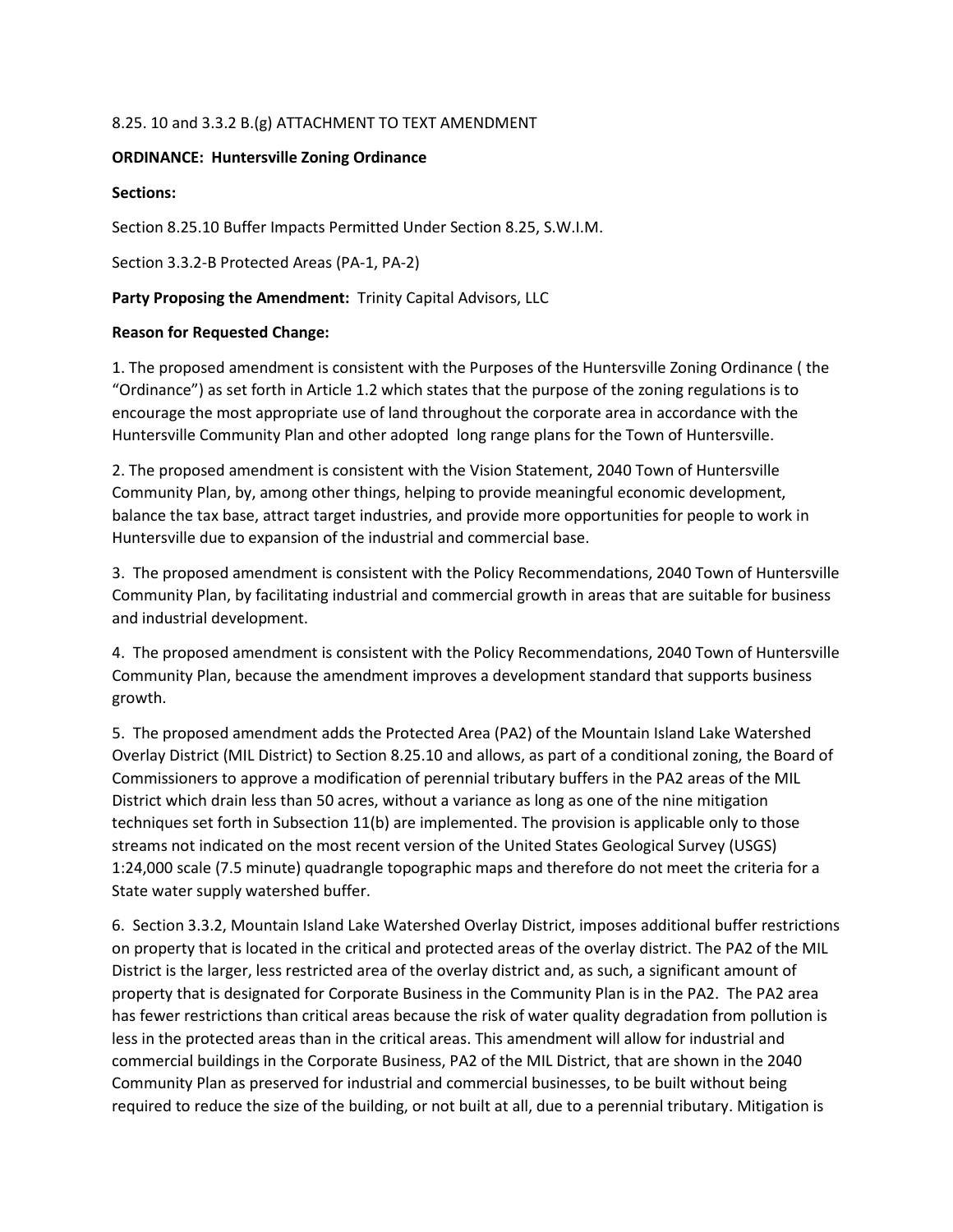8.25. 10 and 3.3.2 B.(g) ATTACHMENT TO TEXT AMENDMENT

**ORDINANCE: Huntersville Zoning Ordinance**

**Sections:**

Section 8.25.10 Buffer Impacts Permitted Under Section 8.25, S.W.I.M.

Section 3.3.2-B Protected Areas (PA-1, PA-2)

**Party Proposing the Amendment:** Trinity Capital Advisors, LLC

**Reason for Requested Change:**

1. The proposed amendment is consistent with the Purposes of the Huntersville Zoning Ordinance ( the "Ordinance") as set forth in Article 1.2 which states that the purpose of the zoning regulations is to encourage the most appropriate use of land throughout the corporate area in accordance with the Huntersville Community Plan and other adopted long range plans for the Town of Huntersville.

2. The proposed amendment is consistent with the Vision Statement, 2040 Town of Huntersville Community Plan, by, among other things, helping to provide meaningful economic development, balance the tax base, attract target industries, and provide more opportunities for people to work in Huntersville due to expansion of the industrial and commercial base.

3. The proposed amendment is consistent with the Policy Recommendations, 2040 Town of Huntersville Community Plan, by facilitating industrial and commercial growth in areas that are suitable for business and industrial development.

4. The proposed amendment is consistent with the Policy Recommendations, 2040 Town of Huntersville Community Plan, because the amendment improves a development standard that supports business growth.

5. The proposed amendment adds the Protected Area (PA2) of the Mountain Island Lake Watershed Overlay District (MIL District) to Section 8.25.10 and allows, as part of a conditional zoning, the Board of Commissioners to approve a modification of perennial tributary buffers in the PA2 areas of the MIL District which drain less than 50 acres, without a variance as long as one of the nine mitigation techniques set forth in Subsection 11(b) are implemented. The provision is applicable only to those streams not indicated on the most recent version of the United States Geological Survey (USGS) 1:24,000 scale (7.5 minute) quadrangle topographic maps and therefore do not meet the criteria for a State water supply watershed buffer.

6. Section 3.3.2, Mountain Island Lake Watershed Overlay District, imposes additional buffer restrictions on property that is located in the critical and protected areas of the overlay district. The PA2 of the MIL District is the larger, less restricted area of the overlay district and, as such, a significant amount of property that is designated for Corporate Business in the Community Plan is in the PA2. The PA2 area has fewer restrictions than critical areas because the risk of water quality degradation from pollution is less in the protected areas than in the critical areas. This amendment will allow for industrial and commercial buildings in the Corporate Business, PA2 of the MIL District, that are shown in the 2040 Community Plan as preserved for industrial and commercial businesses, to be built without being required to reduce the size of the building, or not built at all, due to a perennial tributary. Mitigation is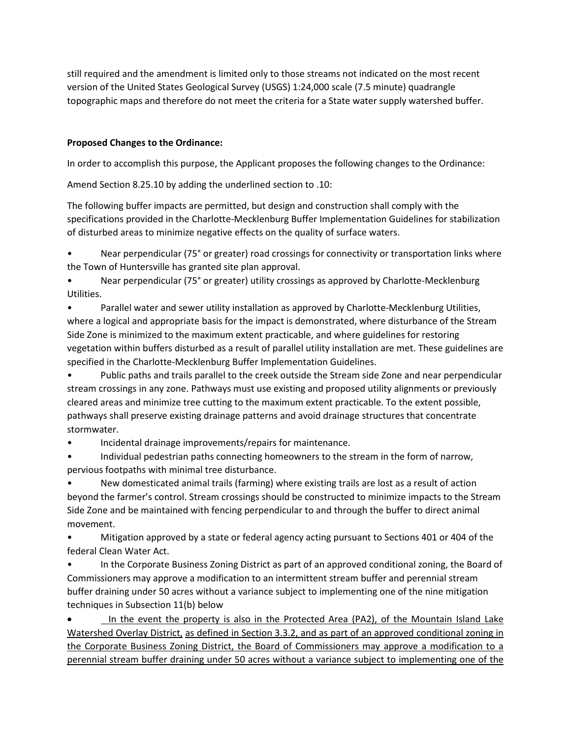still required and the amendment is limited only to those streams not indicated on the most recent version of the United States Geological Survey (USGS) 1:24,000 scale (7.5 minute) quadrangle topographic maps and therefore do not meet the criteria for a State water supply watershed buffer.

**Proposed Changes to the Ordinance:**

In order to accomplish this purpose, the Applicant proposes the following changes to the Ordinance:

Amend Section 8.25.10 by adding the underlined section to .10:

The following buffer impacts are permitted, but design and construction shall comply with the specifications provided in the Charlotte-Mecklenburg Buffer Implementation Guidelines for stabilization of disturbed areas to minimize negative effects on the quality of surface waters.

- Near perpendicular (75° or greater) road crossings for connectivity or transportation links where the Town of Huntersville has granted site plan approval.
- Near perpendicular (75° or greater) utility crossings as approved by Charlotte-Mecklenburg Utilities.
- Parallel water and sewer utility installation as approved by Charlotte-Mecklenburg Utilities, where a logical and appropriate basis for the impact is demonstrated, where disturbance of the Stream Side Zone is minimized to the maximum extent practicable, and where guidelines for restoring vegetation within buffers disturbed as a result of parallel utility installation are met. These guidelines are specified in the Charlotte-Mecklenburg Buffer Implementation Guidelines.
- Public paths and trails parallel to the creek outside the Stream side Zone and near perpendicular stream crossings in any zone. Pathways must use existing and proposed utility alignments or previously cleared areas and minimize tree cutting to the maximum extent practicable. To the extent possible, pathways shall preserve existing drainage patterns and avoid drainage structures that concentrate stormwater.
- Incidental drainage improvements/repairs for maintenance.
- Individual pedestrian paths connecting homeowners to the stream in the form of narrow, pervious footpaths with minimal tree disturbance.
- New domesticated animal trails (farming) where existing trails are lost as a result of action beyond the farmer's control. Stream crossings should be constructed to minimize impacts to the Stream Side Zone and be maintained with fencing perpendicular to and through the buffer to direct animal movement.
- Mitigation approved by a state or federal agency acting pursuant to Sections 401 or 404 of the federal Clean Water Act.
- In the Corporate Business Zoning District as part of an approved conditional zoning, the Board of Commissioners may approve a modification to an intermittent stream buffer and perennial stream buffer draining under 50 acres without a variance subject to implementing one of the nine mitigation techniques in Subsection 11(b) below
- <u>In the event the property is also in the Protected Area (PA2), of the Mountain Island Lake Watershed Overlay District, as defined in Section 3.3.2, and as part of an approved conditional zoning in the Corporate Business Zoning District, the Board of Commissioners may approve a modification to a perennial stream buffer draining under 50 acres without a variance subject to implementing one of the</u>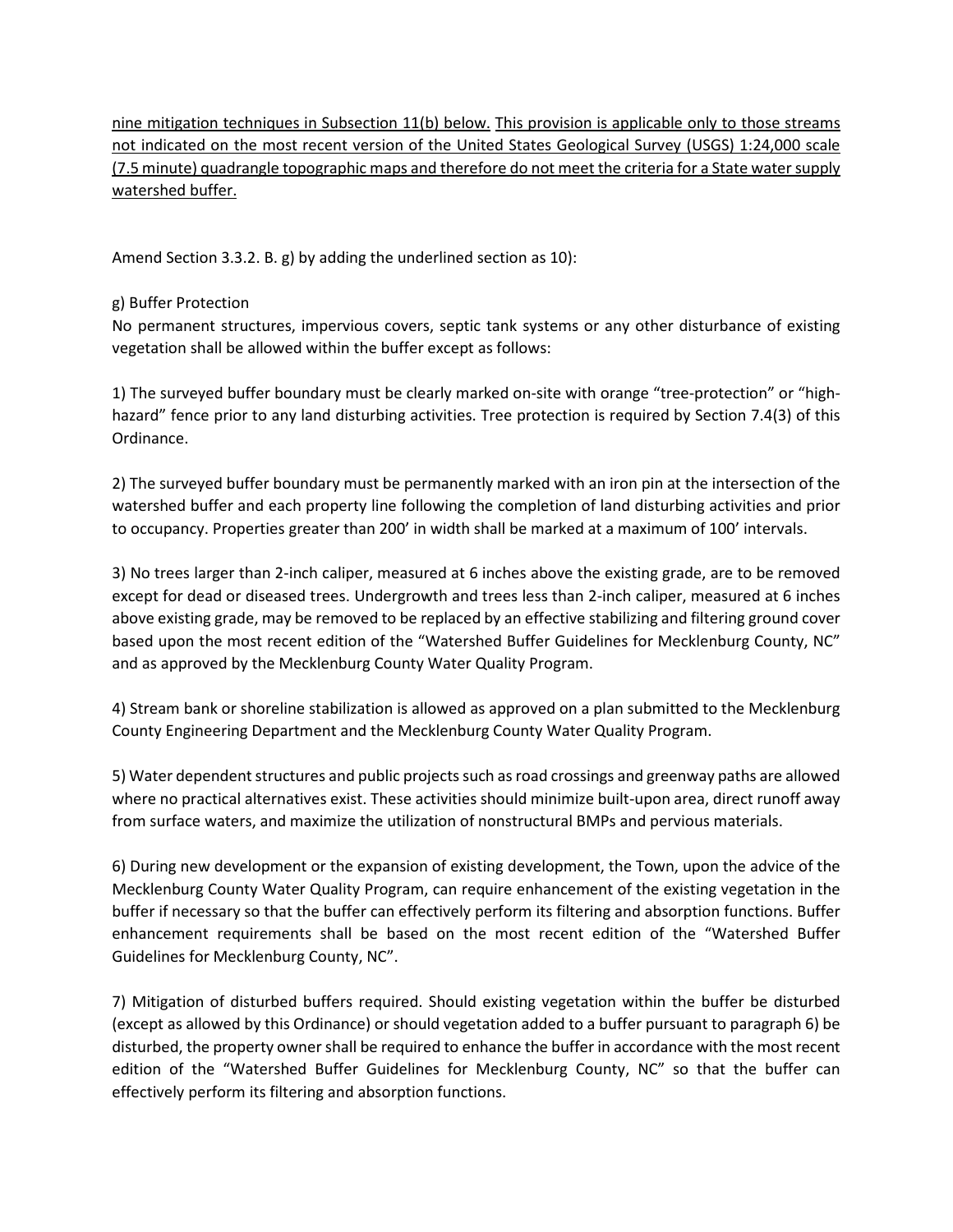<u>nine mitigation techniques in Subsection 11(b) below.</u> <u>This provision is applicable only to those streams not indicated on the most recent version of the United States Geological Survey (USGS) 1:24,000 scale (7.5 minute) quadrangle topographic maps and therefore do not meet the criteria for a State water supply watershed buffer.</u>

Amend Section 3.3.2. B. g) by adding the underlined section as 10):

g) Buffer Protection
No permanent structures, impervious covers, septic tank systems or any other disturbance of existing vegetation shall be allowed within the buffer except as follows:

1) The surveyed buffer boundary must be clearly marked on-site with orange "tree-protection" or "high-hazard" fence prior to any land disturbing activities. Tree protection is required by Section 7.4(3) of this Ordinance.

2) The surveyed buffer boundary must be permanently marked with an iron pin at the intersection of the watershed buffer and each property line following the completion of land disturbing activities and prior to occupancy. Properties greater than 200' in width shall be marked at a maximum of 100' intervals.

3) No trees larger than 2-inch caliper, measured at 6 inches above the existing grade, are to be removed except for dead or diseased trees. Undergrowth and trees less than 2-inch caliper, measured at 6 inches above existing grade, may be removed to be replaced by an effective stabilizing and filtering ground cover based upon the most recent edition of the "Watershed Buffer Guidelines for Mecklenburg County, NC" and as approved by the Mecklenburg County Water Quality Program.

4) Stream bank or shoreline stabilization is allowed as approved on a plan submitted to the Mecklenburg County Engineering Department and the Mecklenburg County Water Quality Program.

5) Water dependent structures and public projects such as road crossings and greenway paths are allowed where no practical alternatives exist. These activities should minimize built-upon area, direct runoff away from surface waters, and maximize the utilization of nonstructural BMPs and pervious materials.

6) During new development or the expansion of existing development, the Town, upon the advice of the Mecklenburg County Water Quality Program, can require enhancement of the existing vegetation in the buffer if necessary so that the buffer can effectively perform its filtering and absorption functions. Buffer enhancement requirements shall be based on the most recent edition of the "Watershed Buffer Guidelines for Mecklenburg County, NC".

7) Mitigation of disturbed buffers required. Should existing vegetation within the buffer be disturbed (except as allowed by this Ordinance) or should vegetation added to a buffer pursuant to paragraph 6) be disturbed, the property owner shall be required to enhance the buffer in accordance with the most recent edition of the "Watershed Buffer Guidelines for Mecklenburg County, NC" so that the buffer can effectively perform its filtering and absorption functions.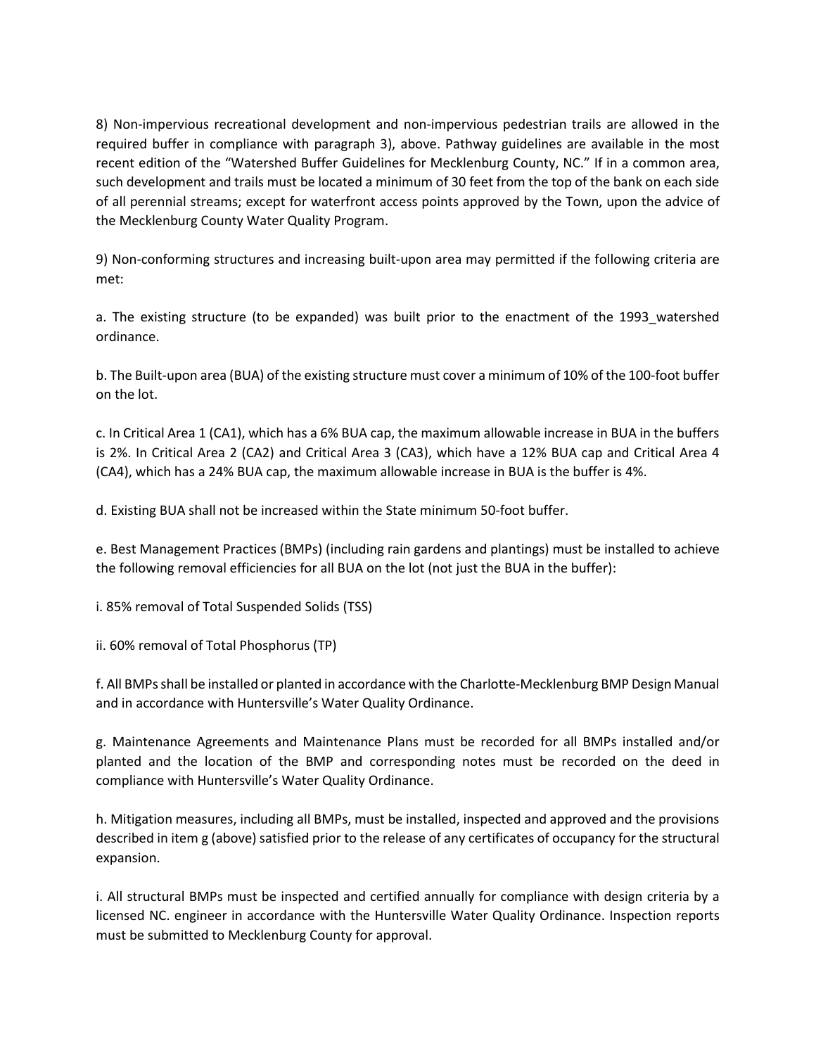8) Non-impervious recreational development and non-impervious pedestrian trails are allowed in the required buffer in compliance with paragraph 3), above. Pathway guidelines are available in the most recent edition of the "Watershed Buffer Guidelines for Mecklenburg County, NC." If in a common area, such development and trails must be located a minimum of 30 feet from the top of the bank on each side of all perennial streams; except for waterfront access points approved by the Town, upon the advice of the Mecklenburg County Water Quality Program.

9) Non-conforming structures and increasing built-upon area may permitted if the following criteria are met:

a. The existing structure (to be expanded) was built prior to the enactment of the 1993_watershed ordinance.

b. The Built-upon area (BUA) of the existing structure must cover a minimum of 10% of the 100-foot buffer on the lot.

c. In Critical Area 1 (CA1), which has a 6% BUA cap, the maximum allowable increase in BUA in the buffers is 2%. In Critical Area 2 (CA2) and Critical Area 3 (CA3), which have a 12% BUA cap and Critical Area 4 (CA4), which has a 24% BUA cap, the maximum allowable increase in BUA is the buffer is 4%.

d. Existing BUA shall not be increased within the State minimum 50-foot buffer.

e. Best Management Practices (BMPs) (including rain gardens and plantings) must be installed to achieve the following removal efficiencies for all BUA on the lot (not just the BUA in the buffer):

i. 85% removal of Total Suspended Solids (TSS)

ii. 60% removal of Total Phosphorus (TP)

f. All BMPs shall be installed or planted in accordance with the Charlotte-Mecklenburg BMP Design Manual and in accordance with Huntersville's Water Quality Ordinance.

g. Maintenance Agreements and Maintenance Plans must be recorded for all BMPs installed and/or planted and the location of the BMP and corresponding notes must be recorded on the deed in compliance with Huntersville's Water Quality Ordinance.

h. Mitigation measures, including all BMPs, must be installed, inspected and approved and the provisions described in item g (above) satisfied prior to the release of any certificates of occupancy for the structural expansion.

i. All structural BMPs must be inspected and certified annually for compliance with design criteria by a licensed NC. engineer in accordance with the Huntersville Water Quality Ordinance. Inspection reports must be submitted to Mecklenburg County for approval.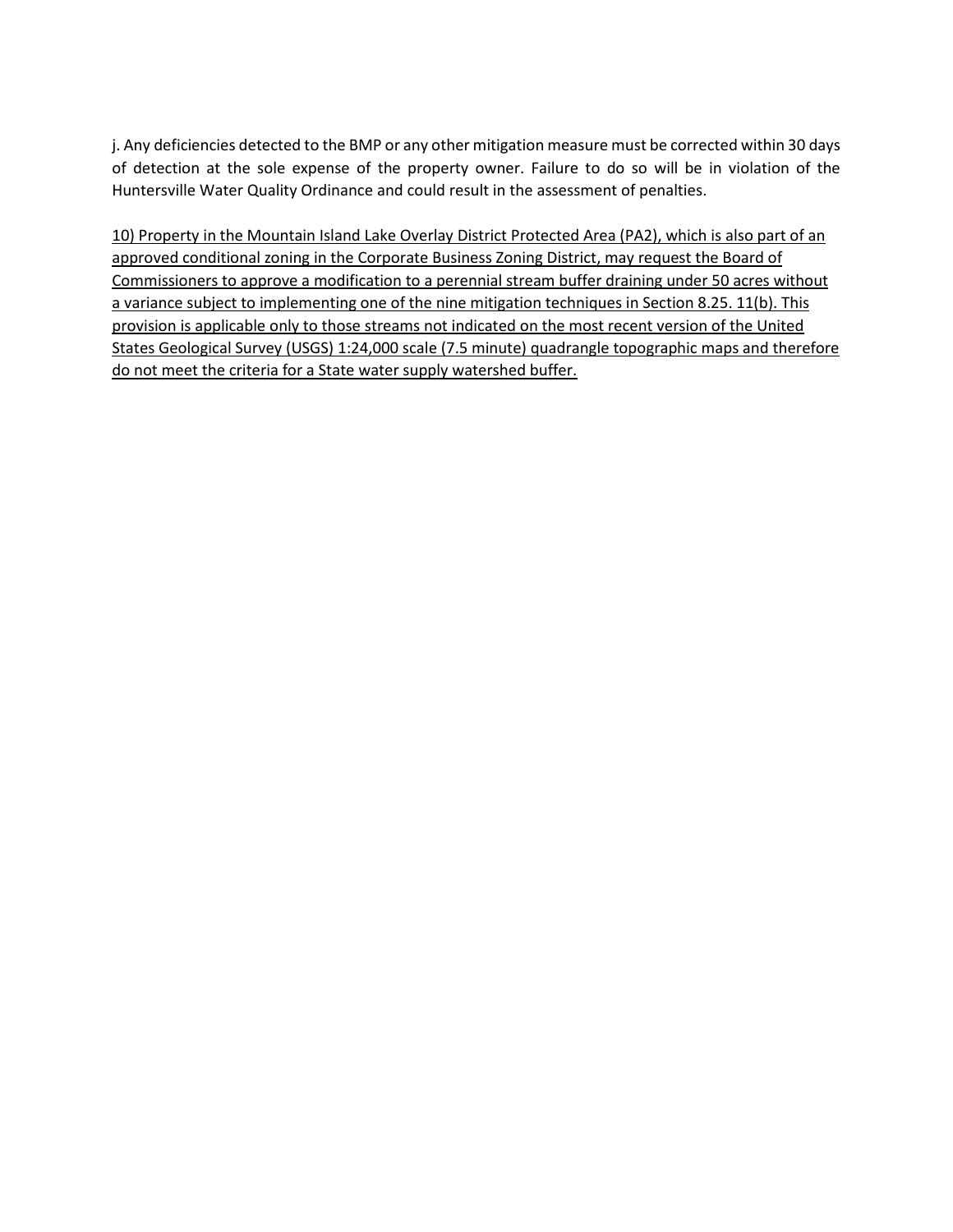j. Any deficiencies detected to the BMP or any other mitigation measure must be corrected within 30 days of detection at the sole expense of the property owner. Failure to do so will be in violation of the Huntersville Water Quality Ordinance and could result in the assessment of penalties.

<u>10) Property in the Mountain Island Lake Overlay District Protected Area (PA2), which is also part of an approved conditional zoning in the Corporate Business Zoning District, may request the Board of Commissioners to approve a modification to a perennial stream buffer draining under 50 acres without a variance subject to implementing one of the nine mitigation techniques in Section 8.25. 11(b). This provision is applicable only to those streams not indicated on the most recent version of the United States Geological Survey (USGS) 1:24,000 scale (7.5 minute) quadrangle topographic maps and therefore do not meet the criteria for a State water supply watershed buffer.</u>